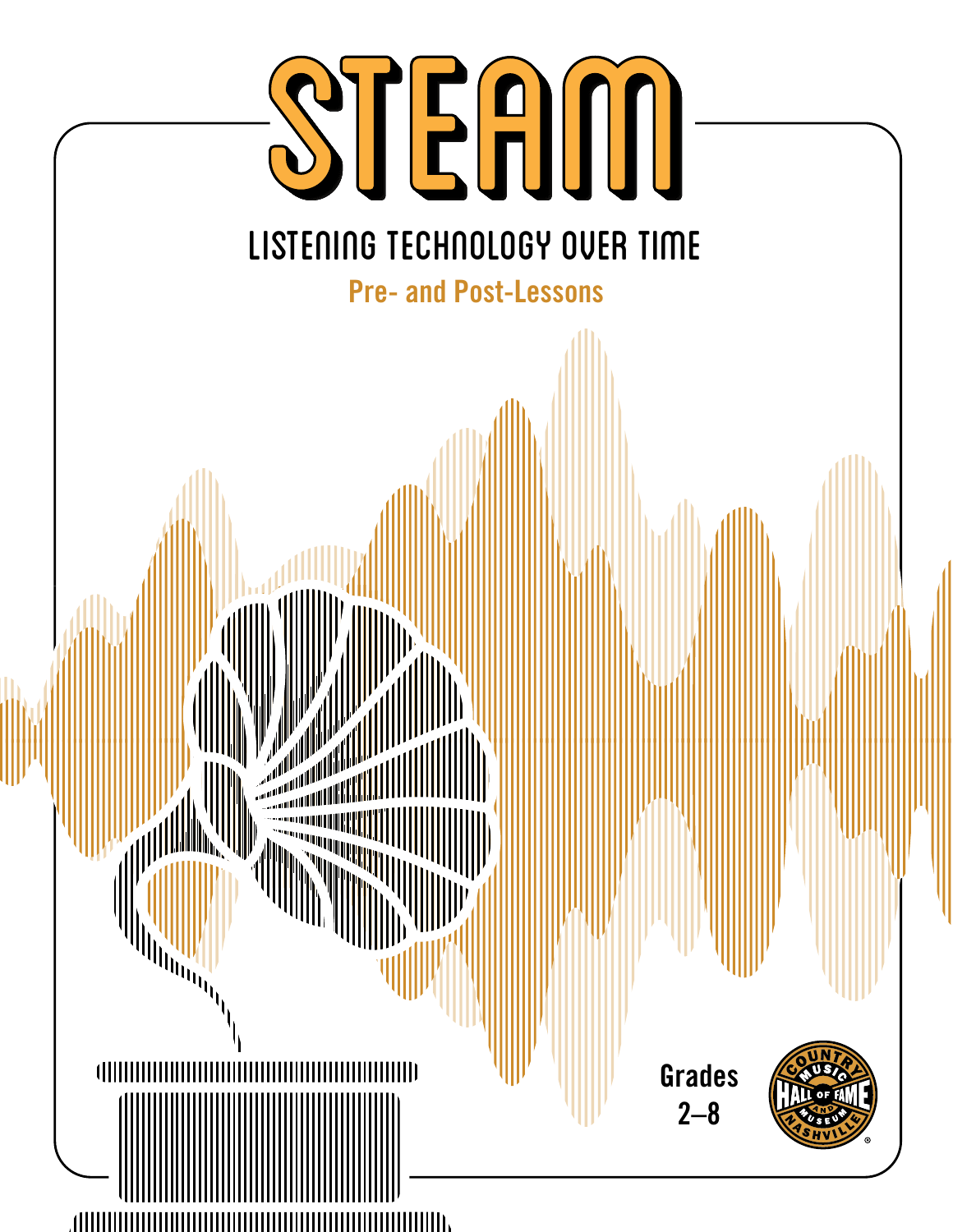# STEAM

## LISTENING TECHNOLOGY OVER TIME

### Pre- and Post-Lessons

Grades 2–8

COUNTRY MUSIC HALL OF FAME AND MUSEUM NASHVILLE®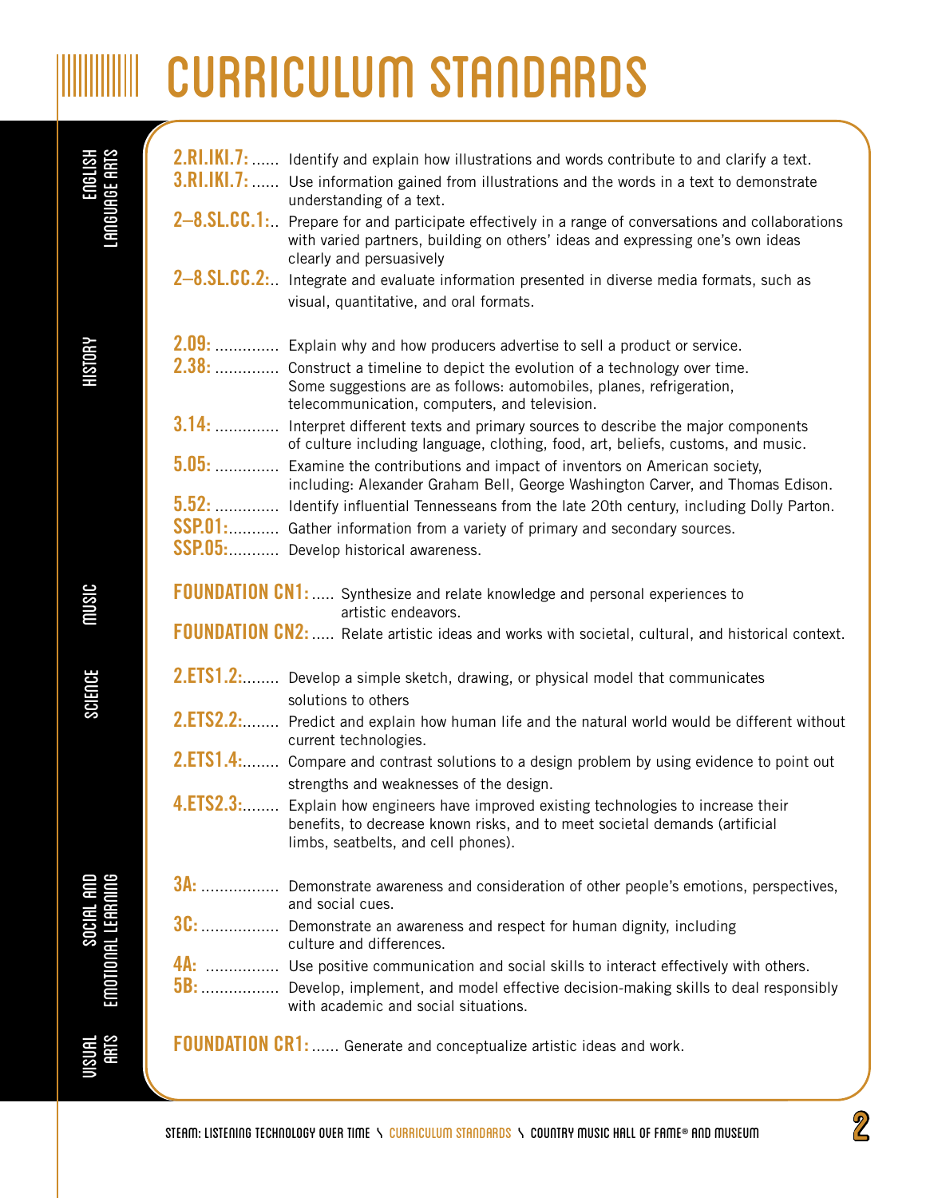# CURRICULUM STANDARDS

## English Language Arts

**2.RI.IKI.7:** Identify and explain how illustrations and words contribute to and clarify a text.

**3.RI.IKI.7:** Use information gained from illustrations and the words in a text to demonstrate understanding of a text.

**2–8.SL.CC.1:** Prepare for and participate effectively in a range of conversations and collaborations with varied partners, building on others' ideas and expressing one's own ideas clearly and persuasively

**2–8.SL.CC.2:** Integrate and evaluate information presented in diverse media formats, such as visual, quantitative, and oral formats.

## History

**2.09:** Explain why and how producers advertise to sell a product or service.

**2.38:** Construct a timeline to depict the evolution of a technology over time. Some suggestions are as follows: automobiles, planes, refrigeration, telecommunication, computers, and television.

**3.14:** Interpret different texts and primary sources to describe the major components of culture including language, clothing, food, art, beliefs, customs, and music.

**5.05:** Examine the contributions and impact of inventors on American society, including: Alexander Graham Bell, George Washington Carver, and Thomas Edison.

**5.52:** Identify influential Tennesseans from the late 20th century, including Dolly Parton.

**SSP.01:** Gather information from a variety of primary and secondary sources.

**SSP.05:** Develop historical awareness.

## Music

**FOUNDATION CN1:** Synthesize and relate knowledge and personal experiences to artistic endeavors.

**FOUNDATION CN2:** Relate artistic ideas and works with societal, cultural, and historical context.

## Science

**2.ETS1.2:** Develop a simple sketch, drawing, or physical model that communicates solutions to others

**2.ETS2.2:** Predict and explain how human life and the natural world would be different without current technologies.

**2.ETS1.4:** Compare and contrast solutions to a design problem by using evidence to point out strengths and weaknesses of the design.

**4.ETS2.3:** Explain how engineers have improved existing technologies to increase their benefits, to decrease known risks, and to meet societal demands (artificial limbs, seatbelts, and cell phones).

## Social and Emotional Learning

**3A:** Demonstrate awareness and consideration of other people's emotions, perspectives, and social cues.

**3C:** Demonstrate an awareness and respect for human dignity, including culture and differences.

**4A:** Use positive communication and social skills to interact effectively with others.

**5B:** Develop, implement, and model effective decision-making skills to deal responsibly with academic and social situations.

## Visual Arts

**FOUNDATION CR1:** Generate and conceptualize artistic ideas and work.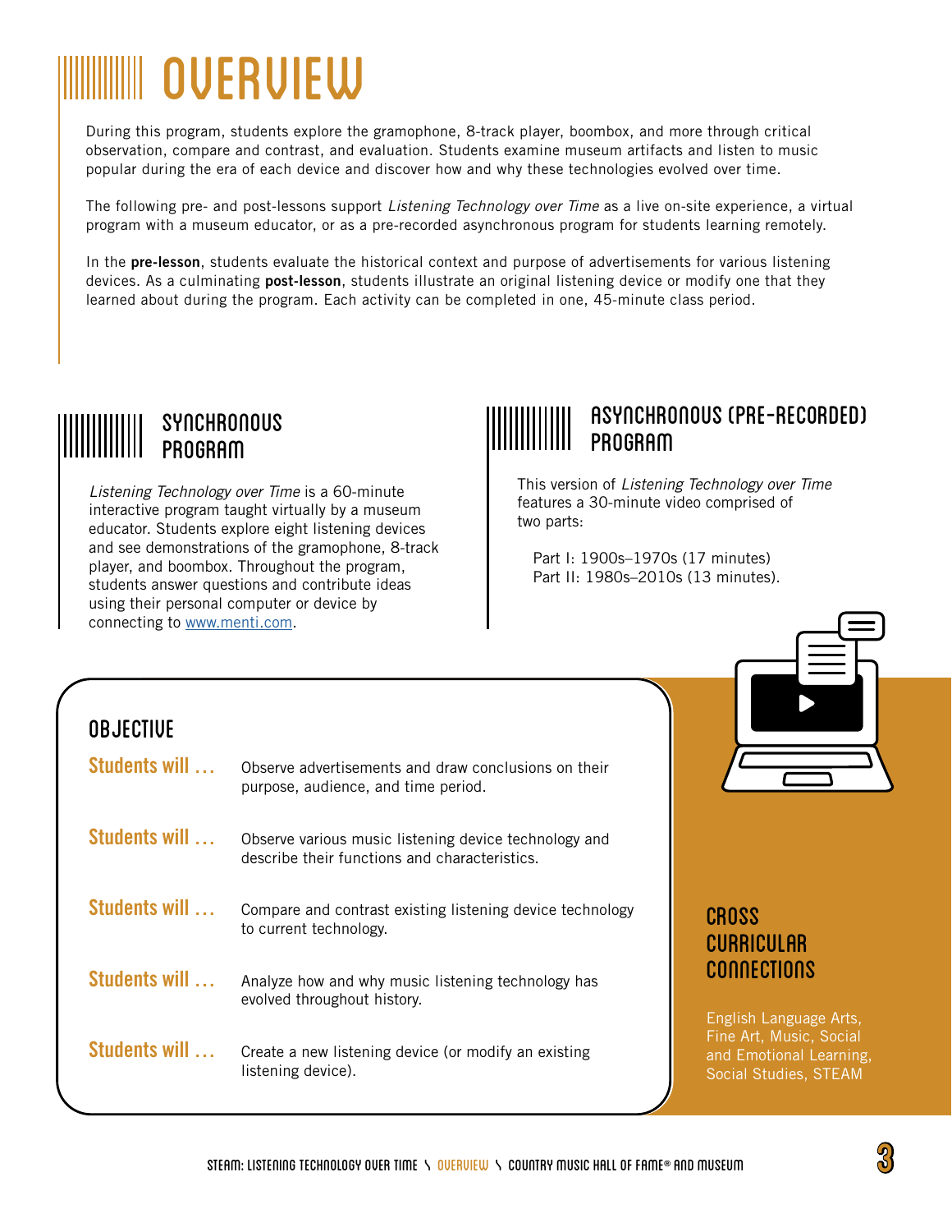# OVERVIEW

During this program, students explore the gramophone, 8-track player, boombox, and more through critical observation, compare and contrast, and evaluation. Students examine museum artifacts and listen to music popular during the era of each device and discover how and why these technologies evolved over time.

The following pre- and post-lessons support *Listening Technology over Time* as a live on-site experience, a virtual program with a museum educator, or as a pre-recorded asynchronous program for students learning remotely.

In the **pre-lesson**, students evaluate the historical context and purpose of advertisements for various listening devices. As a culminating **post-lesson**, students illustrate an original listening device or modify one that they learned about during the program. Each activity can be completed in one, 45-minute class period.

## SYNCHRONOUS PROGRAM

*Listening Technology over Time* is a 60-minute interactive program taught virtually by a museum educator. Students explore eight listening devices and see demonstrations of the gramophone, 8-track player, and boombox. Throughout the program, students answer questions and contribute ideas using their personal computer or device by connecting to www.menti.com.

## ASYNCHRONOUS (PRE-RECORDED) PROGRAM

This version of *Listening Technology over Time* features a 30-minute video comprised of two parts:

Part I: 1900s–1970s (17 minutes)
Part II: 1980s–2010s (13 minutes).

## OBJECTIVE

**Students will ...** Observe advertisements and draw conclusions on their purpose, audience, and time period.

**Students will ...** Observe various music listening device technology and describe their functions and characteristics.

**Students will ...** Compare and contrast existing listening device technology to current technology.

**Students will ...** Analyze how and why music listening technology has evolved throughout history.

**Students will ...** Create a new listening device (or modify an existing listening device).

## CROSS CURRICULAR CONNECTIONS

English Language Arts, Fine Art, Music, Social and Emotional Learning, Social Studies, STEAM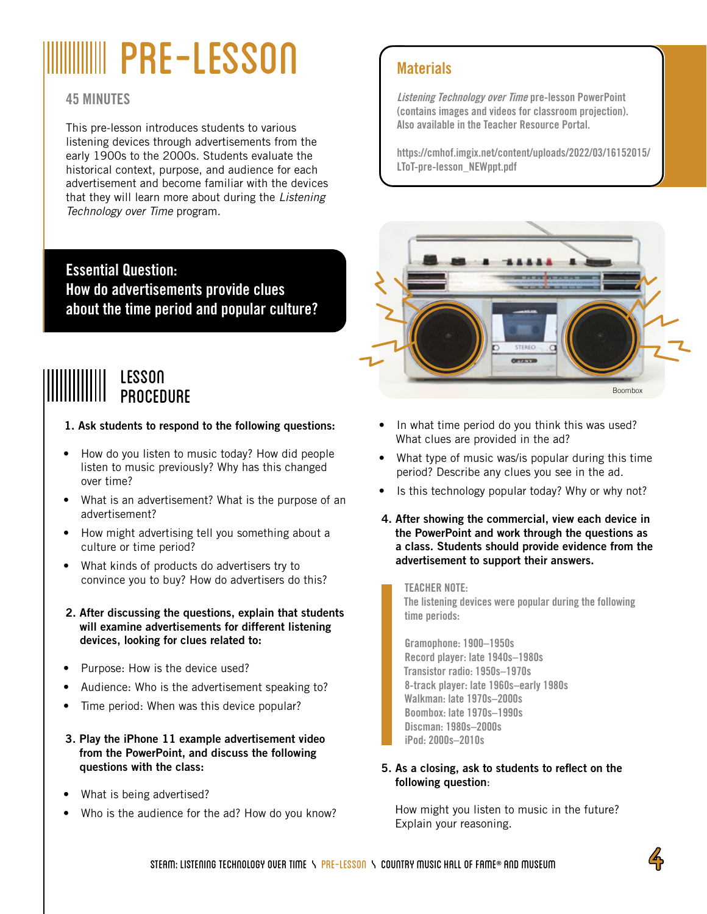# PRE-LESSON

**45 MINUTES**

This pre-lesson introduces students to various listening devices through advertisements from the early 1900s to the 2000s. Students evaluate the historical context, purpose, and audience for each advertisement and become familiar with the devices that they will learn more about during the *Listening Technology over Time* program.

## Materials

*Listening Technology over Time* pre-lesson PowerPoint (contains images and videos for classroom projection). Also available in the Teacher Resource Portal.

https://cmhof.imgix.net/content/uploads/2022/03/16152015/LToT-pre-lesson_NEWppt.pdf

**Essential Question:**
**How do advertisements provide clues about the time period and popular culture?**

Boombox

## LESSON PROCEDURE

1. **Ask students to respond to the following questions:**

- How do you listen to music today? How did people listen to music previously? Why has this changed over time?
- What is an advertisement? What is the purpose of an advertisement?
- How might advertising tell you something about a culture or time period?
- What kinds of products do advertisers try to convince you to buy? How do advertisers do this?

2. **After discussing the questions, explain that students will examine advertisements for different listening devices, looking for clues related to:**

- Purpose: How is the device used?
- Audience: Who is the advertisement speaking to?
- Time period: When was this device popular?

3. **Play the iPhone 11 example advertisement video from the PowerPoint, and discuss the following questions with the class:**

- What is being advertised?
- Who is the audience for the ad? How do you know?
- In what time period do you think this was used? What clues are provided in the ad?
- What type of music was/is popular during this time period? Describe any clues you see in the ad.
- Is this technology popular today? Why or why not?

4. **After showing the commercial, view each device in the PowerPoint and work through the questions as a class. Students should provide evidence from the advertisement to support their answers.**

> TEACHER NOTE:
> The listening devices were popular during the following time periods:
>
> Gramophone: 1900–1950s
> Record player: late 1940s–1980s
> Transistor radio: 1950s–1970s
> 8-track player: late 1960s–early 1980s
> Walkman: late 1970s–2000s
> Boombox: late 1970s–1990s
> Discman: 1980s–2000s
> iPod: 2000s–2010s

5. **As a closing, ask to students to reflect on the following question**:

How might you listen to music in the future? Explain your reasoning.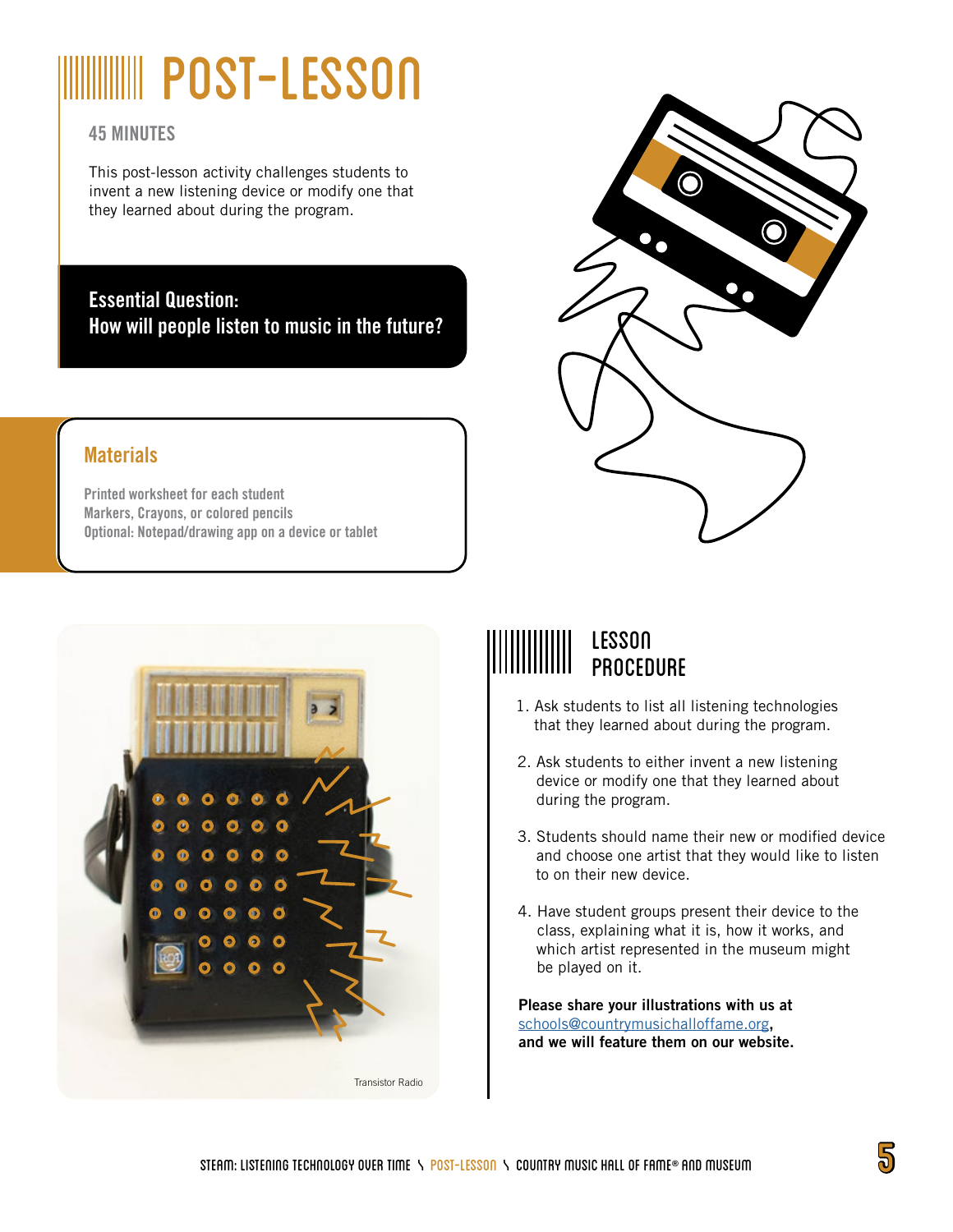# POST-LESSON

**45 MINUTES**

This post-lesson activity challenges students to invent a new listening device or modify one that they learned about during the program.

**Essential Question:**
**How will people listen to music in the future?**

## Materials

Printed worksheet for each student
Markers, Crayons, or colored pencils
Optional: Notepad/drawing app on a device or tablet

Transistor Radio

## LESSON PROCEDURE

1. Ask students to list all listening technologies that they learned about during the program.
2. Ask students to either invent a new listening device or modify one that they learned about during the program.
3. Students should name their new or modified device and choose one artist that they would like to listen to on their new device.
4. Have student groups present their device to the class, explaining what it is, how it works, and which artist represented in the museum might be played on it.

**Please share your illustrations with us at** schools@countrymusichalloffame.org**, and we will feature them on our website.**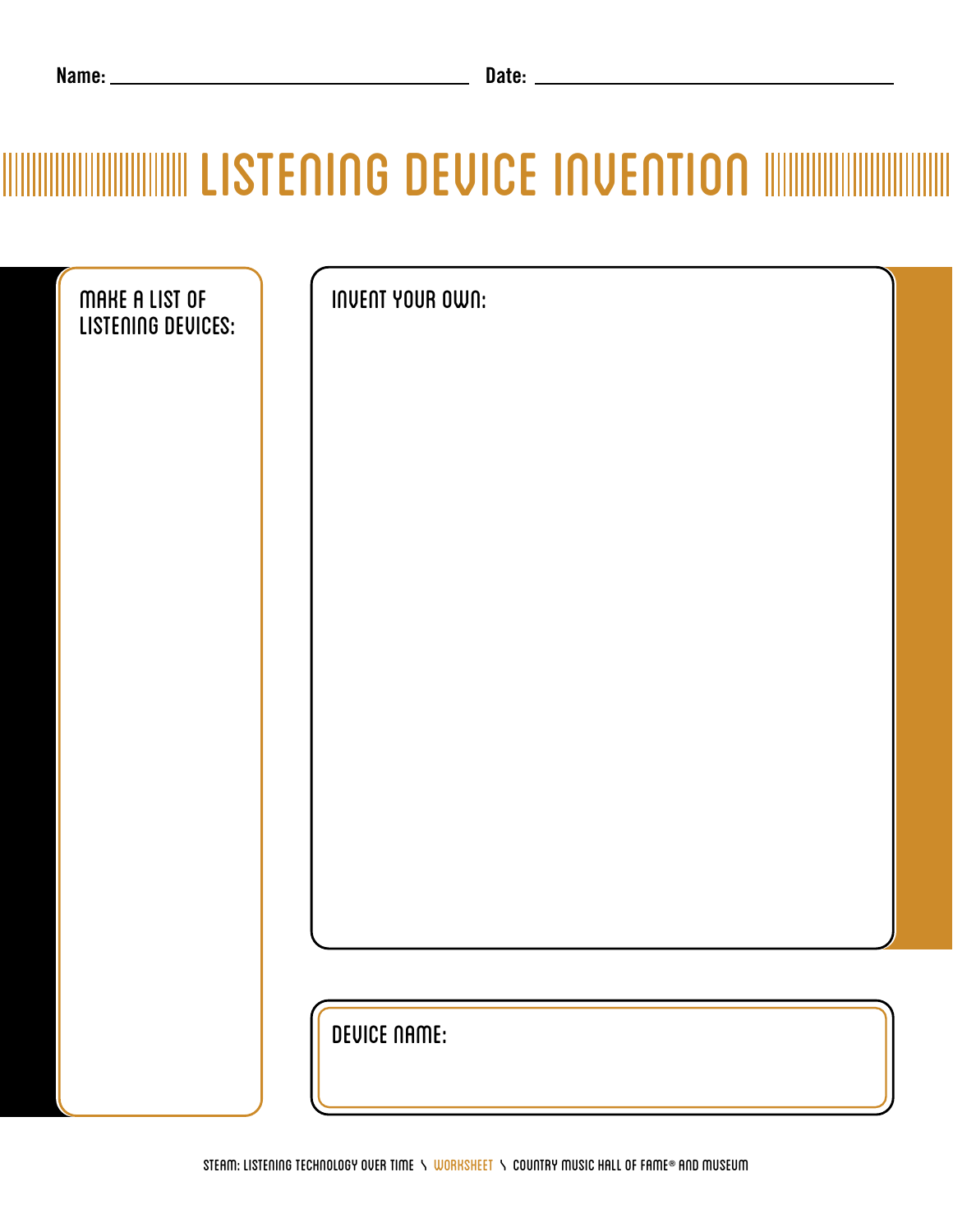Name: \_\_\_\_\_\_\_\_\_\_\_\_\_\_\_\_\_\_\_\_ Date: \_\_\_\_\_\_\_\_\_\_\_\_\_\_\_\_\_\_\_\_

# LISTENING DEVICE INVENTION

MAKE A LIST OF LISTENING DEVICES:

INVENT YOUR OWN:

DEVICE NAME: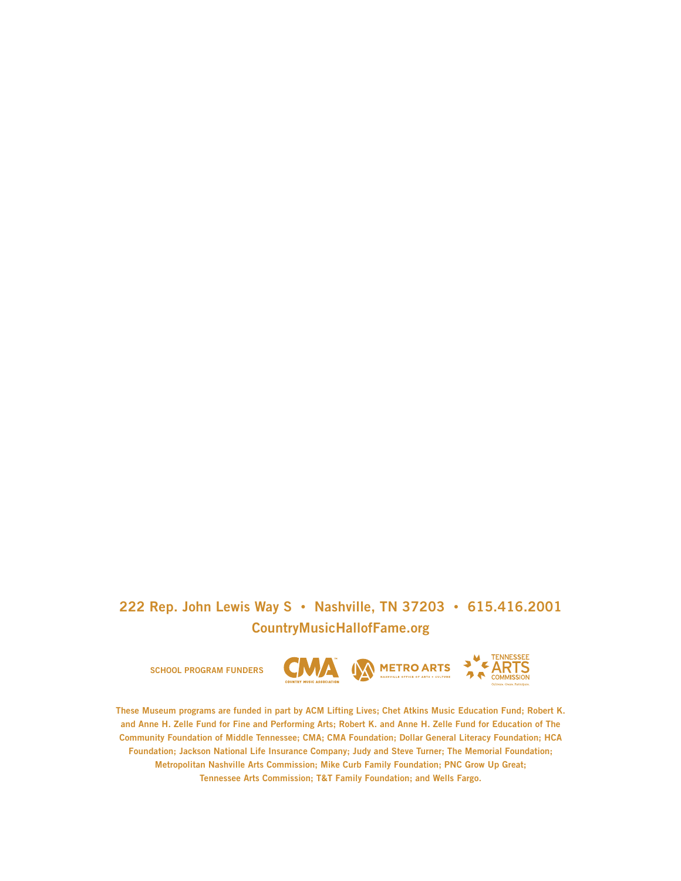**222 Rep. John Lewis Way S • Nashville, TN 37203 • 615.416.2001**

**CountryMusicHallofFame.org**

SCHOOL PROGRAM FUNDERS

These Museum programs are funded in part by ACM Lifting Lives; Chet Atkins Music Education Fund; Robert K. and Anne H. Zelle Fund for Fine and Performing Arts; Robert K. and Anne H. Zelle Fund for Education of The Community Foundation of Middle Tennessee; CMA; CMA Foundation; Dollar General Literacy Foundation; HCA Foundation; Jackson National Life Insurance Company; Judy and Steve Turner; The Memorial Foundation; Metropolitan Nashville Arts Commission; Mike Curb Family Foundation; PNC Grow Up Great; Tennessee Arts Commission; T&T Family Foundation; and Wells Fargo.